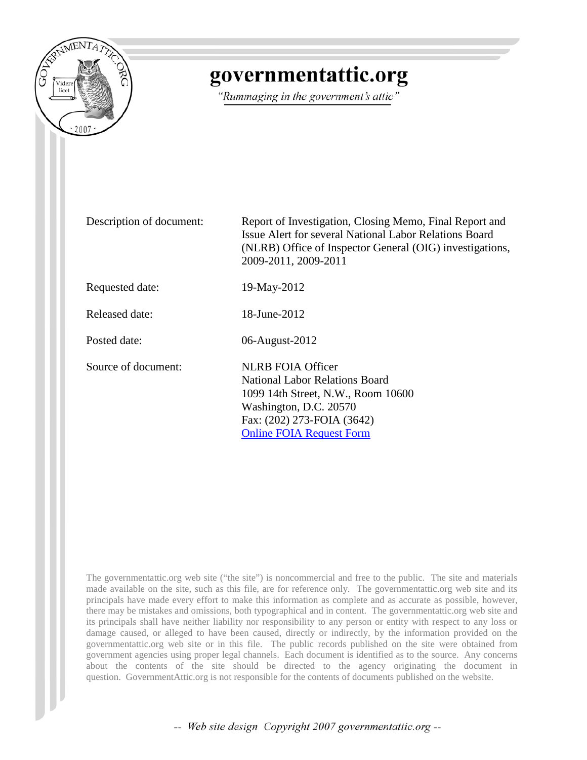# governmentattic.org

*"Rummaging in the government's attic"*

| | |
|---|---|
| Description of document: | Report of Investigation, Closing Memo, Final Report and Issue Alert for several National Labor Relations Board (NLRB) Office of Inspector General (OIG) investigations, 2009-2011, 2009-2011 |
| Requested date: | 19-May-2012 |
| Released date: | 18-June-2012 |
| Posted date: | 06-August-2012 |
| Source of document: | NLRB FOIA Officer<br>National Labor Relations Board<br>1099 14th Street, N.W., Room 10600<br>Washington, D.C. 20570<br>Fax: (202) 273-FOIA (3642)<br>Online FOIA Request Form |

The governmentattic.org web site ("the site") is noncommercial and free to the public. The site and materials made available on the site, such as this file, are for reference only. The governmentattic.org web site and its principals have made every effort to make this information as complete and as accurate as possible, however, there may be mistakes and omissions, both typographical and in content. The governmentattic.org web site and its principals shall have neither liability nor responsibility to any person or entity with respect to any loss or damage caused, or alleged to have been caused, directly or indirectly, by the information provided on the governmentattic.org web site or in this file. The public records published on the site were obtained from government agencies using proper legal channels. Each document is identified as to the source. Any concerns about the contents of the site should be directed to the agency originating the document in question. GovernmentAttic.org is not responsible for the contents of documents published on the website.

-- Web site design Copyright 2007 governmentattic.org --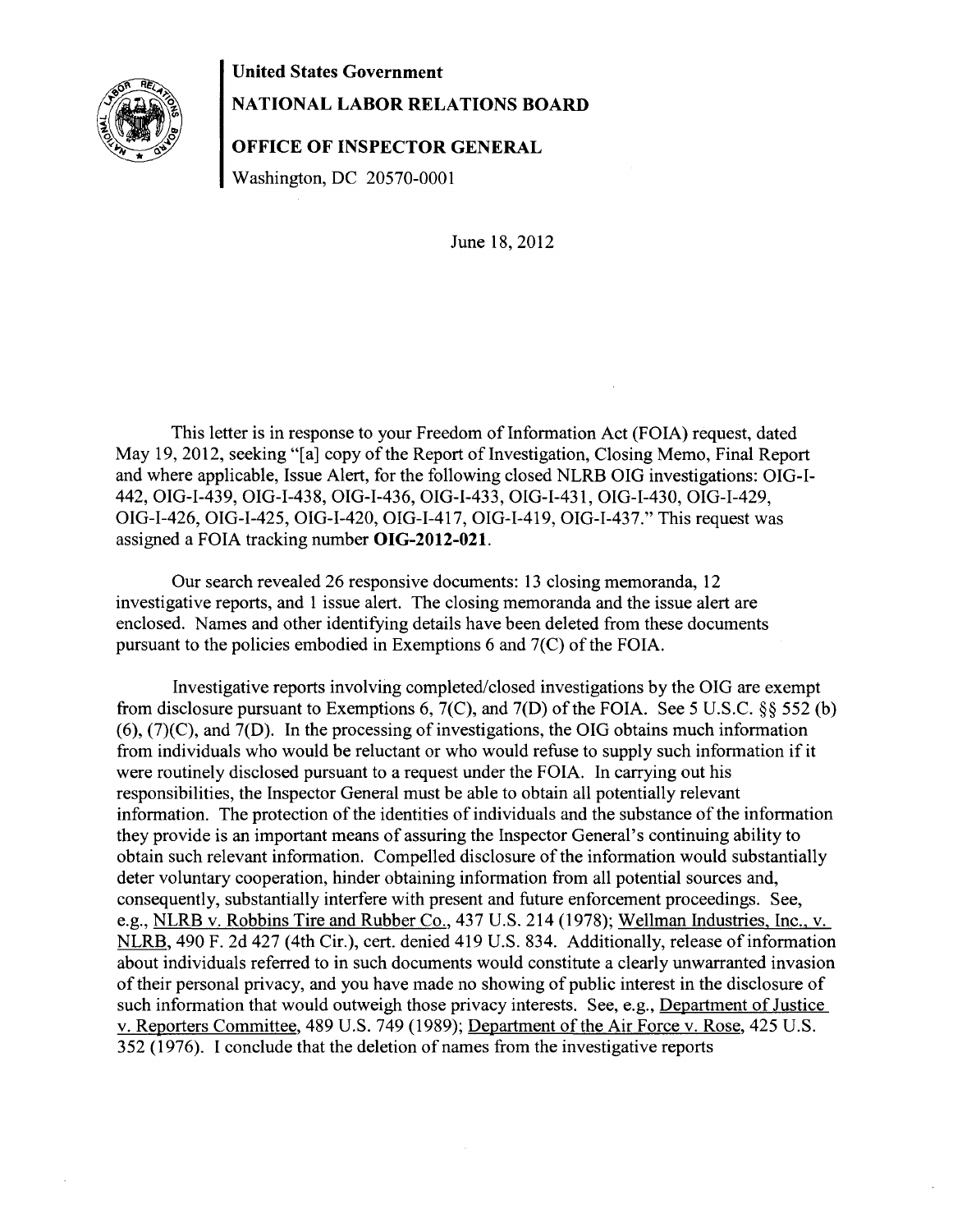**United States Government**

**NATIONAL LABOR RELATIONS BOARD**

**OFFICE OF INSPECTOR GENERAL**

Washington, DC 20570-0001

June 18, 2012

This letter is in response to your Freedom of Information Act (FOIA) request, dated May 19, 2012, seeking "[a] copy of the Report of Investigation, Closing Memo, Final Report and where applicable, Issue Alert, for the following closed NLRB OIG investigations: OIG-I-442, OIG-I-439, OIG-I-438, OIG-I-436, OIG-I-433, OIG-I-431, OIG-I-430, OIG-I-429, OIG-I-426, OIG-I-425, OIG-I-420, OIG-I-417, OIG-I-419, OIG-I-437." This request was assigned a FOIA tracking number **OIG-2012-021**.

Our search revealed 26 responsive documents: 13 closing memoranda, 12 investigative reports, and 1 issue alert. The closing memoranda and the issue alert are enclosed. Names and other identifying details have been deleted from these documents pursuant to the policies embodied in Exemptions 6 and 7(C) of the FOIA.

Investigative reports involving completed/closed investigations by the OIG are exempt from disclosure pursuant to Exemptions 6, 7(C), and 7(D) of the FOIA. See 5 U.S.C. §§ 552 (b) (6), (7)(C), and 7(D). In the processing of investigations, the OIG obtains much information from individuals who would be reluctant or who would refuse to supply such information if it were routinely disclosed pursuant to a request under the FOIA. In carrying out his responsibilities, the Inspector General must be able to obtain all potentially relevant information. The protection of the identities of individuals and the substance of the information they provide is an important means of assuring the Inspector General's continuing ability to obtain such relevant information. Compelled disclosure of the information would substantially deter voluntary cooperation, hinder obtaining information from all potential sources and, consequently, substantially interfere with present and future enforcement proceedings. See, e.g., NLRB v. Robbins Tire and Rubber Co., 437 U.S. 214 (1978); Wellman Industries, Inc., v. NLRB, 490 F. 2d 427 (4th Cir.), cert. denied 419 U.S. 834. Additionally, release of information about individuals referred to in such documents would constitute a clearly unwarranted invasion of their personal privacy, and you have made no showing of public interest in the disclosure of such information that would outweigh those privacy interests. See, e.g., Department of Justice v. Reporters Committee, 489 U.S. 749 (1989); Department of the Air Force v. Rose, 425 U.S. 352 (1976). I conclude that the deletion of names from the investigative reports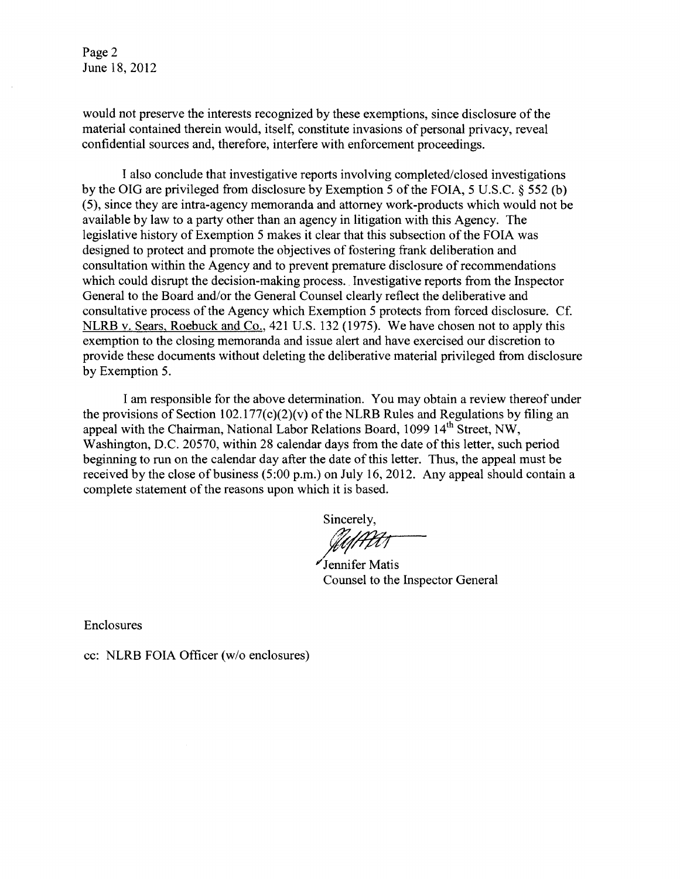would not preserve the interests recognized by these exemptions, since disclosure of the material contained therein would, itself, constitute invasions of personal privacy, reveal confidential sources and, therefore, interfere with enforcement proceedings.

I also conclude that investigative reports involving completed/closed investigations by the OIG are privileged from disclosure by Exemption 5 of the FOIA, 5 U.S.C. § 552 (b) (5), since they are intra-agency memoranda and attorney work-products which would not be available by law to a party other than an agency in litigation with this Agency. The legislative history of Exemption 5 makes it clear that this subsection of the FOIA was designed to protect and promote the objectives of fostering frank deliberation and consultation within the Agency and to prevent premature disclosure of recommendations which could disrupt the decision-making process. Investigative reports from the Inspector General to the Board and/or the General Counsel clearly reflect the deliberative and consultative process of the Agency which Exemption 5 protects from forced disclosure. Cf. NLRB v. Sears, Roebuck and Co., 421 U.S. 132 (1975). We have chosen not to apply this exemption to the closing memoranda and issue alert and have exercised our discretion to provide these documents without deleting the deliberative material privileged from disclosure by Exemption 5.

I am responsible for the above determination. You may obtain a review thereof under the provisions of Section 102.177(c)(2)(v) of the NLRB Rules and Regulations by filing an appeal with the Chairman, National Labor Relations Board, 1099 14th Street, NW, Washington, D.C. 20570, within 28 calendar days from the date of this letter, such period beginning to run on the calendar day after the date of this letter. Thus, the appeal must be received by the close of business (5:00 p.m.) on July 16, 2012. Any appeal should contain a complete statement of the reasons upon which it is based.

Sincerely,

Jennifer Matis
Counsel to the Inspector General

Enclosures

cc: NLRB FOIA Officer (w/o enclosures)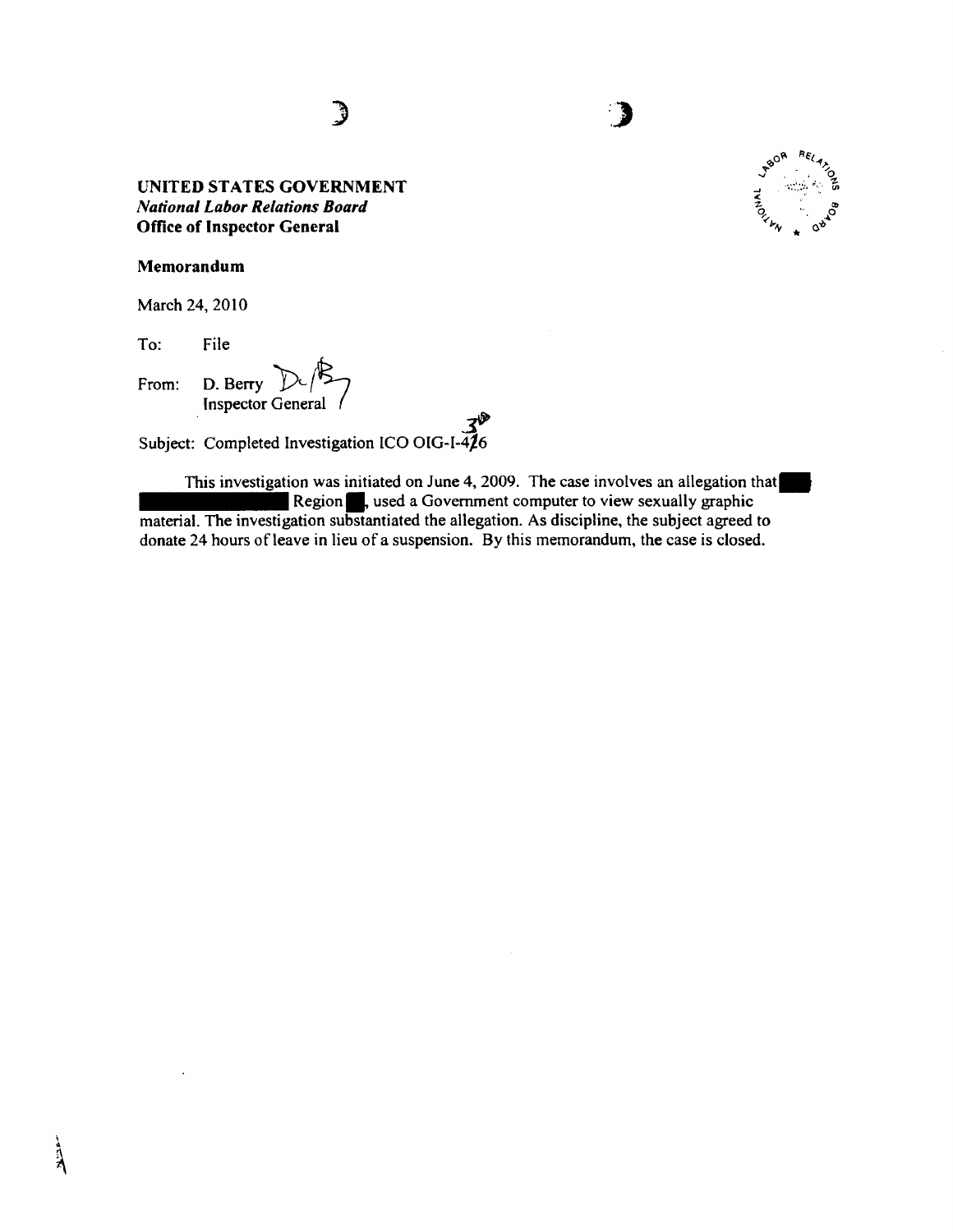**UNITED STATES GOVERNMENT**
***National Labor Relations Board***
**Office of Inspector General**

**Memorandum**

March 24, 2010

To: File

From: D. Berry
Inspector General

Subject: Completed Investigation ICO OIG-I-436

This investigation was initiated on June 4, 2009. The case involves an allegation that [redacted] Region [redacted], used a Government computer to view sexually graphic material. The investigation substantiated the allegation. As discipline, the subject agreed to donate 24 hours of leave in lieu of a suspension. By this memorandum, the case is closed.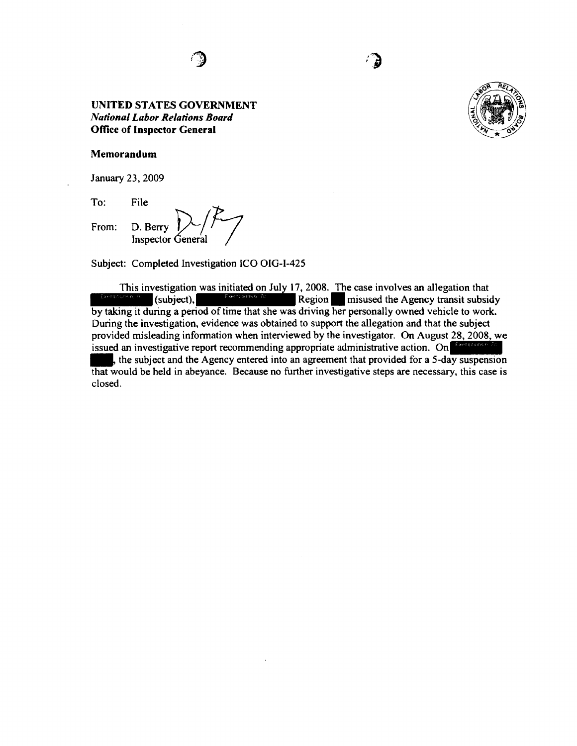**UNITED STATES GOVERNMENT**
***National Labor Relations Board***
**Office of Inspector General**

**Memorandum**

January 23, 2009

To: File

From: D. Berry
Inspector General

Subject: Completed Investigation ICO OIG-I-425

This investigation was initiated on July 17, 2008. The case involves an allegation that [Exemptions 6, 7c] (subject), [Exemptions 6, 7c] Region [ ] misused the Agency transit subsidy by taking it during a period of time that she was driving her personally owned vehicle to work. During the investigation, evidence was obtained to support the allegation and that the subject provided misleading information when interviewed by the investigator. On August 28, 2008, we issued an investigative report recommending appropriate administrative action. On [Exemptions 6, 7c] [ ], the subject and the Agency entered into an agreement that provided for a 5-day suspension that would be held in abeyance. Because no further investigative steps are necessary, this case is closed.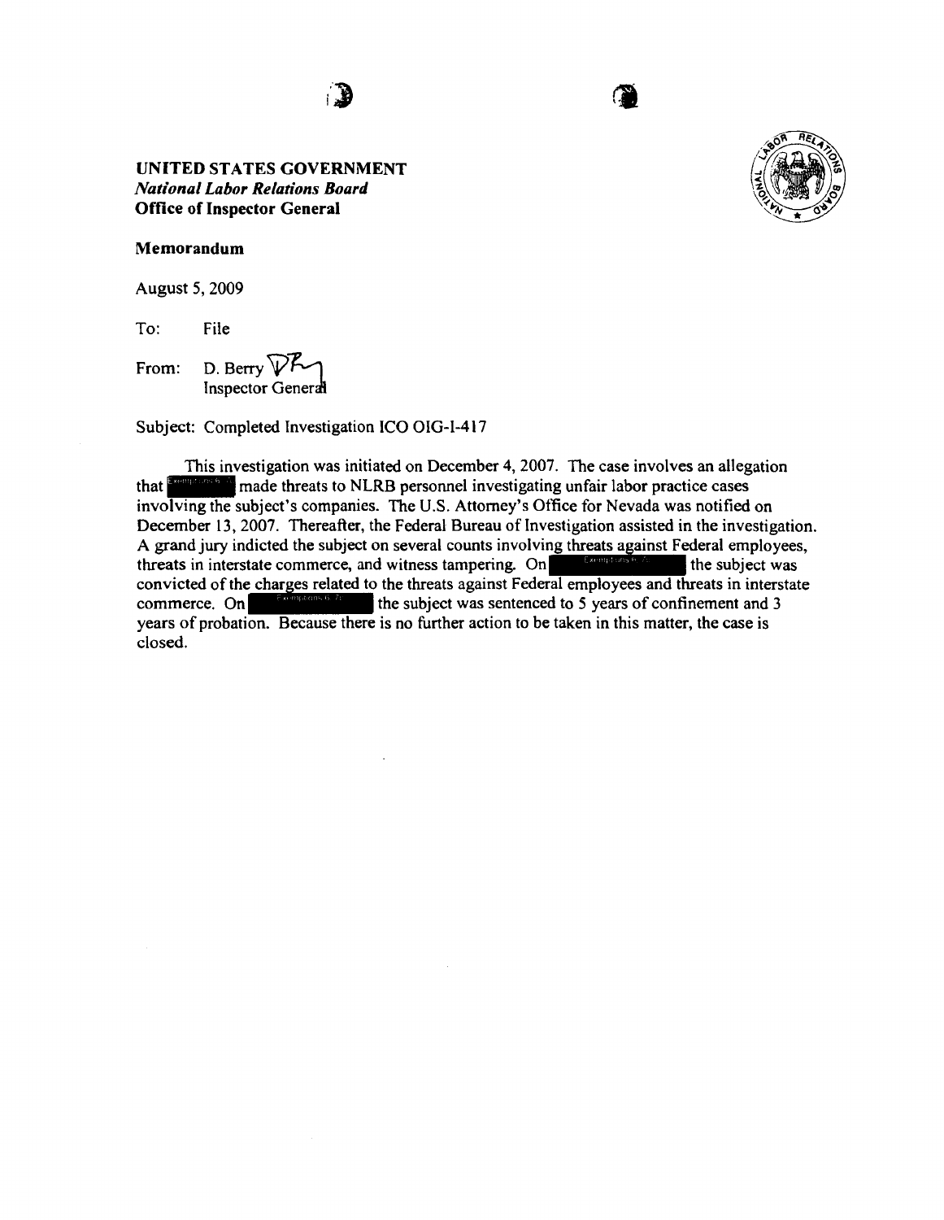**UNITED STATES GOVERNMENT**
***National Labor Relations Board***
**Office of Inspector General**

**Memorandum**

August 5, 2009

To: File

From: D. Berry
Inspector General

Subject: Completed Investigation ICO OIG-I-417

This investigation was initiated on December 4, 2007. The case involves an allegation that [Exemptions 6, 7] made threats to NLRB personnel investigating unfair labor practice cases involving the subject's companies. The U.S. Attorney's Office for Nevada was notified on December 13, 2007. Thereafter, the Federal Bureau of Investigation assisted in the investigation. A grand jury indicted the subject on several counts involving threats against Federal employees, threats in interstate commerce, and witness tampering. On [Exemptions 6, 7] the subject was convicted of the charges related to the threats against Federal employees and threats in interstate commerce. On [Exemptions 6, 7] the subject was sentenced to 5 years of confinement and 3 years of probation. Because there is no further action to be taken in this matter, the case is closed.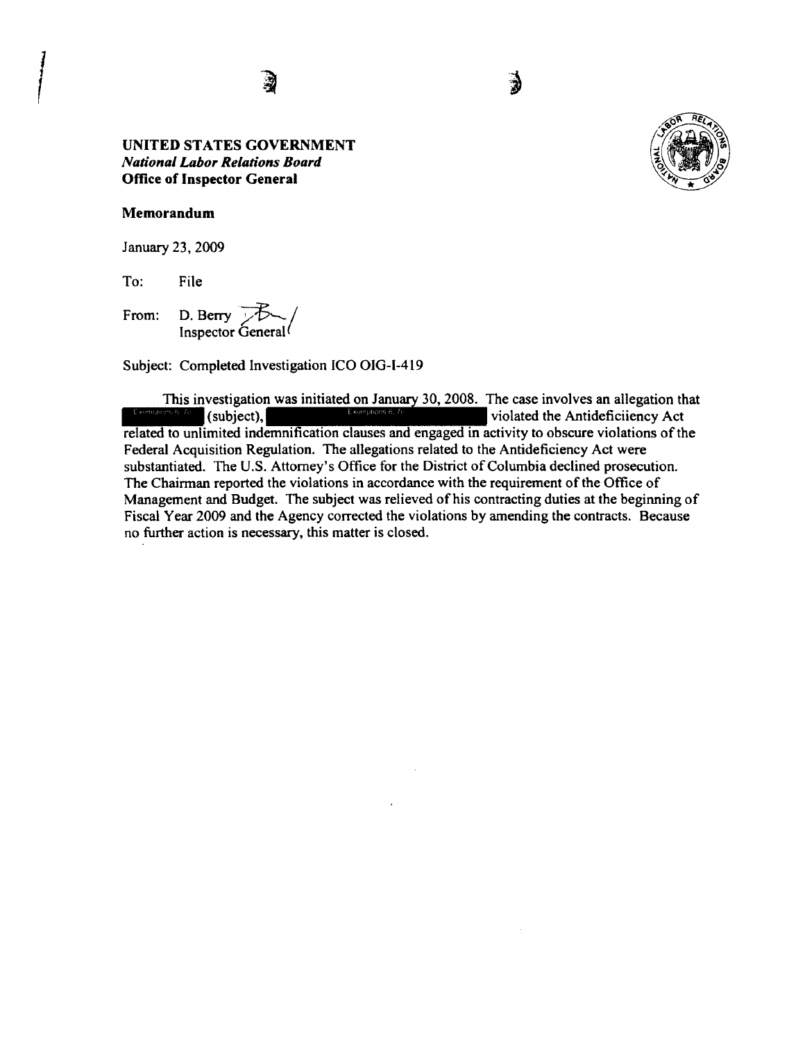**UNITED STATES GOVERNMENT**
***National Labor Relations Board***
**Office of Inspector General**

**Memorandum**

January 23, 2009

To: File

From: D. Berry
Inspector General

Subject: Completed Investigation ICO OIG-I-419

This investigation was initiated on January 30, 2008. The case involves an allegation that [Exemptions 6, 7c] (subject), [Exemptions 6, 7c] violated the Antideficiiency Act related to unlimited indemnification clauses and engaged in activity to obscure violations of the Federal Acquisition Regulation. The allegations related to the Antideficiency Act were substantiated. The U.S. Attorney's Office for the District of Columbia declined prosecution. The Chairman reported the violations in accordance with the requirement of the Office of Management and Budget. The subject was relieved of his contracting duties at the beginning of Fiscal Year 2009 and the Agency corrected the violations by amending the contracts. Because no further action is necessary, this matter is closed.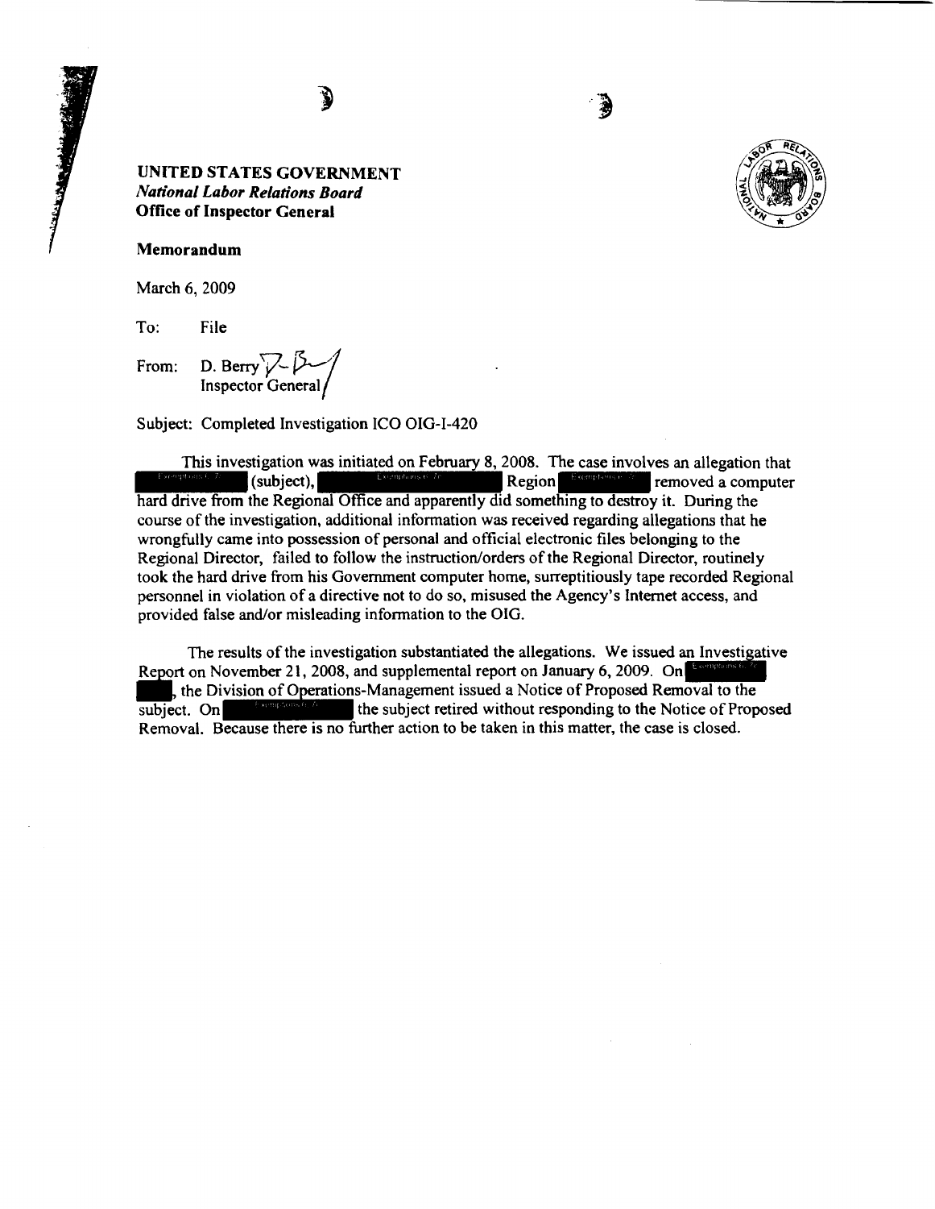**UNITED STATES GOVERNMENT**
***National Labor Relations Board***
**Office of Inspector General**

**Memorandum**

March 6, 2009

To: File

From: D. Berry
Inspector General

Subject: Completed Investigation ICO OIG-I-420

This investigation was initiated on February 8, 2008. The case involves an allegation that [Exemptions 6, 7c] (subject), [Exemptions 6, 7c] Region [Exemptions 6, 7c] removed a computer hard drive from the Regional Office and apparently did something to destroy it. During the course of the investigation, additional information was received regarding allegations that he wrongfully came into possession of personal and official electronic files belonging to the Regional Director, failed to follow the instruction/orders of the Regional Director, routinely took the hard drive from his Government computer home, surreptitiously tape recorded Regional personnel in violation of a directive not to do so, misused the Agency's Internet access, and provided false and/or misleading information to the OIG.

The results of the investigation substantiated the allegations. We issued an Investigative Report on November 21, 2008, and supplemental report on January 6, 2009. On [Exemptions 6, 7c], the Division of Operations-Management issued a Notice of Proposed Removal to the subject. On [Exemptions 6, 7c] the subject retired without responding to the Notice of Proposed Removal. Because there is no further action to be taken in this matter, the case is closed.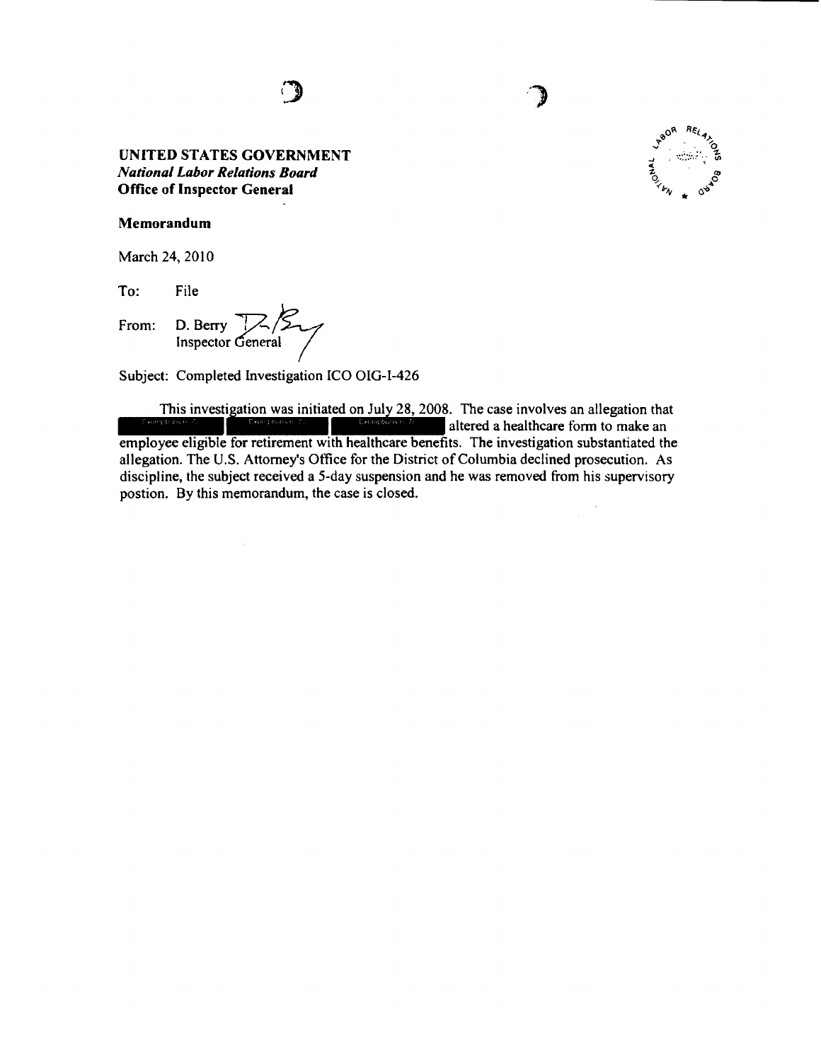**UNITED STATES GOVERNMENT**
***National Labor Relations Board***
**Office of Inspector General**

**Memorandum**

March 24, 2010

To: File

From: D. Berry
Inspector General

Subject: Completed Investigation ICO OIG-I-426

This investigation was initiated on July 28, 2008. The case involves an allegation that [Exemption 6, 7] [Exemption 6, 7] [Exemption 6, 7] altered a healthcare form to make an employee eligible for retirement with healthcare benefits. The investigation substantiated the allegation. The U.S. Attorney's Office for the District of Columbia declined prosecution. As discipline, the subject received a 5-day suspension and he was removed from his supervisory postion. By this memorandum, the case is closed.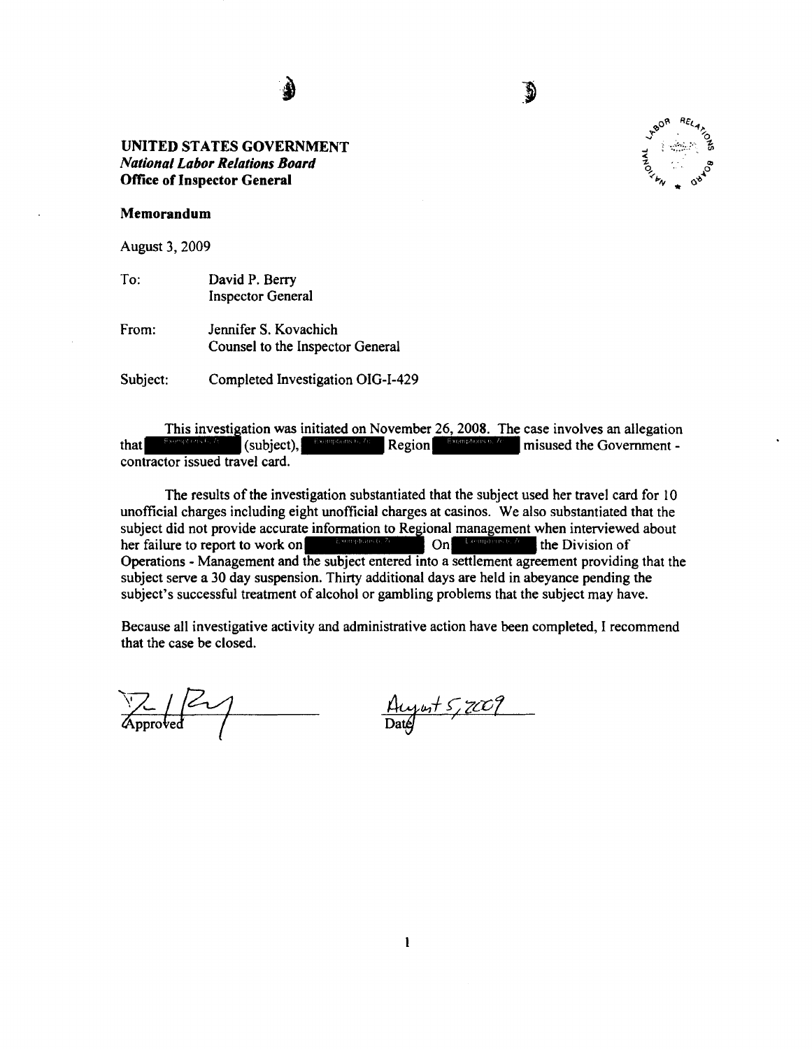**UNITED STATES GOVERNMENT**
***National Labor Relations Board***
**Office of Inspector General**

**Memorandum**

August 3, 2009

To: David P. Berry
Inspector General

From: Jennifer S. Kovachich
Counsel to the Inspector General

Subject: Completed Investigation OIG-I-429

This investigation was initiated on November 26, 2008. The case involves an allegation that [Exemptions 6, 7c] (subject), [Exemptions 6, 7c] Region [Exemptions 6, 7c] misused the Government - contractor issued travel card.

The results of the investigation substantiated that the subject used her travel card for 10 unofficial charges including eight unofficial charges at casinos. We also substantiated that the subject did not provide accurate information to Regional management when interviewed about her failure to report to work on [Exemptions 6, 7c] On [Exemptions 6, 7c] the Division of Operations - Management and the subject entered into a settlement agreement providing that the subject serve a 30 day suspension. Thirty additional days are held in abeyance pending the subject's successful treatment of alcohol or gambling problems that the subject may have.

Because all investigative activity and administrative action have been completed, I recommend that the case be closed.

Approved

August 5, 2009
Date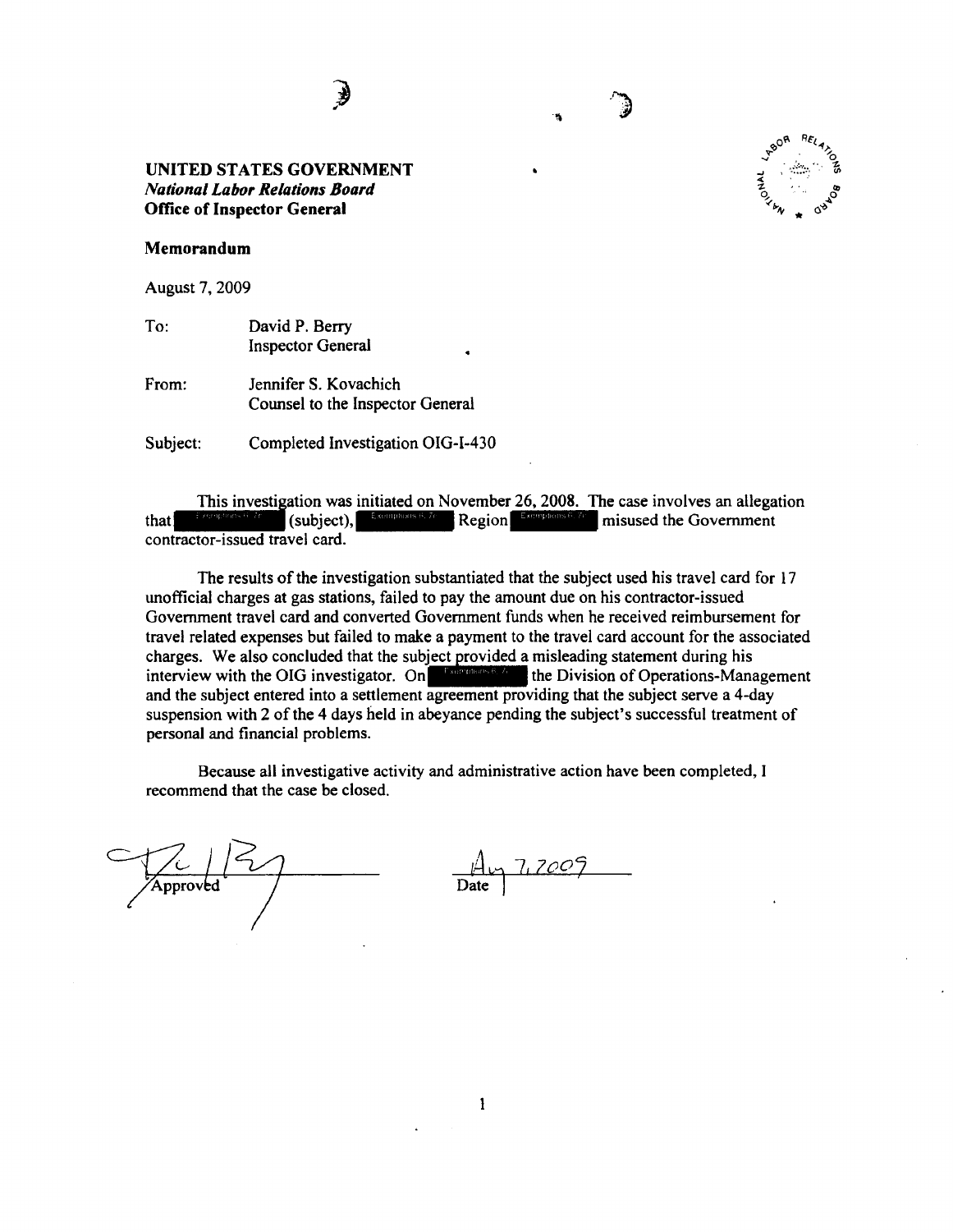**UNITED STATES GOVERNMENT**
***National Labor Relations Board***
**Office of Inspector General**

**Memorandum**

August 7, 2009

To: David P. Berry
Inspector General

From: Jennifer S. Kovachich
Counsel to the Inspector General

Subject: Completed Investigation OIG-I-430

This investigation was initiated on November 26, 2008. The case involves an allegation that [Exemptions 6, 7c] (subject), [Exemptions 6, 7c] Region [Exemptions 6, 7c] misused the Government contractor-issued travel card.

The results of the investigation substantiated that the subject used his travel card for 17 unofficial charges at gas stations, failed to pay the amount due on his contractor-issued Government travel card and converted Government funds when he received reimbursement for travel related expenses but failed to make a payment to the travel card account for the associated charges. We also concluded that the subject provided a misleading statement during his interview with the OIG investigator. On [Exemptions 6, 7c] the Division of Operations-Management and the subject entered into a settlement agreement providing that the subject serve a 4-day suspension with 2 of the 4 days held in abeyance pending the subject's successful treatment of personal and financial problems.

Because all investigative activity and administrative action have been completed, I recommend that the case be closed.

Approved: [signature]

Date: Aug 7, 2009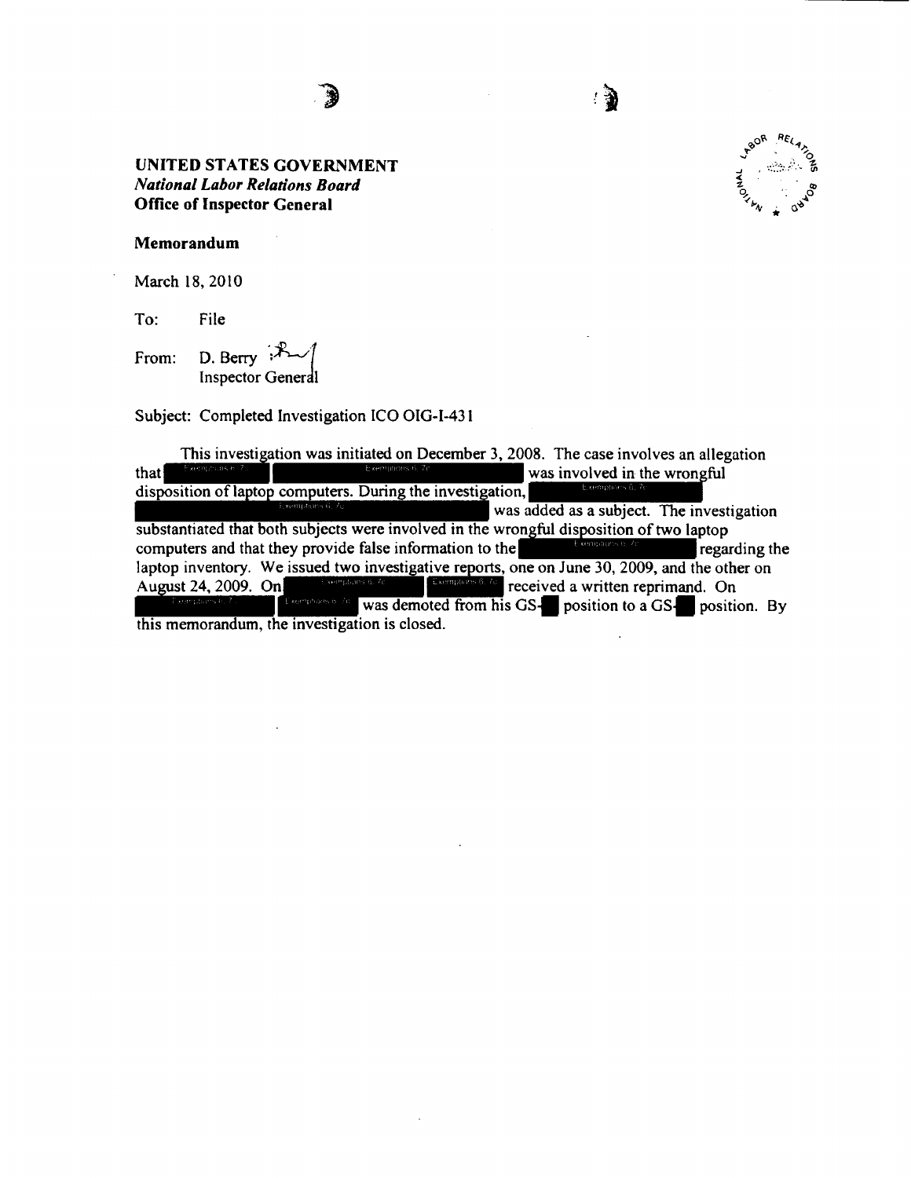**UNITED STATES GOVERNMENT**
***National Labor Relations Board***
**Office of Inspector General**

**Memorandum**

March 18, 2010

To: File

From: D. Berry
Inspector General

Subject: Completed Investigation ICO OIG-I-431

This investigation was initiated on December 3, 2008. The case involves an allegation that [Exemptions 6, 7c] [Exemptions 6, 7c] was involved in the wrongful disposition of laptop computers. During the investigation, [Exemptions 6, 7c] [Exemptions 6, 7c] was added as a subject. The investigation substantiated that both subjects were involved in the wrongful disposition of two laptop computers and that they provide false information to the [Exemptions 6, 7c] regarding the laptop inventory. We issued two investigative reports, one on June 30, 2009, and the other on August 24, 2009. On [Exemptions 6, 7c] [Exemptions 6, 7c] received a written reprimand. On [Exemptions 6, 7c] [Exemptions 6, 7c] was demoted from his GS-[redacted] position to a GS-[redacted] position. By this memorandum, the investigation is closed.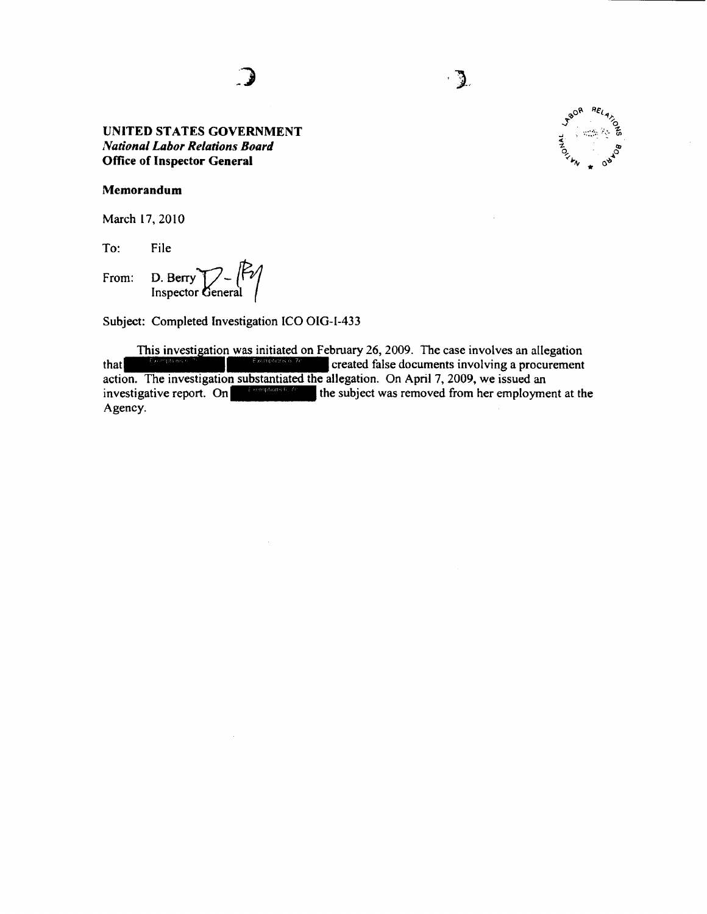**UNITED STATES GOVERNMENT**
***National Labor Relations Board***
**Office of Inspector General**

**Memorandum**

March 17, 2010

To: File

From: D. Berry
Inspector General

Subject: Completed Investigation ICO OIG-I-433

This investigation was initiated on February 26, 2009. The case involves an allegation that [Exemptions 6, 7c] [Exemptions 6, 7c] created false documents involving a procurement action. The investigation substantiated the allegation. On April 7, 2009, we issued an investigative report. On [Exemptions 6, 7c] the subject was removed from her employment at the Agency.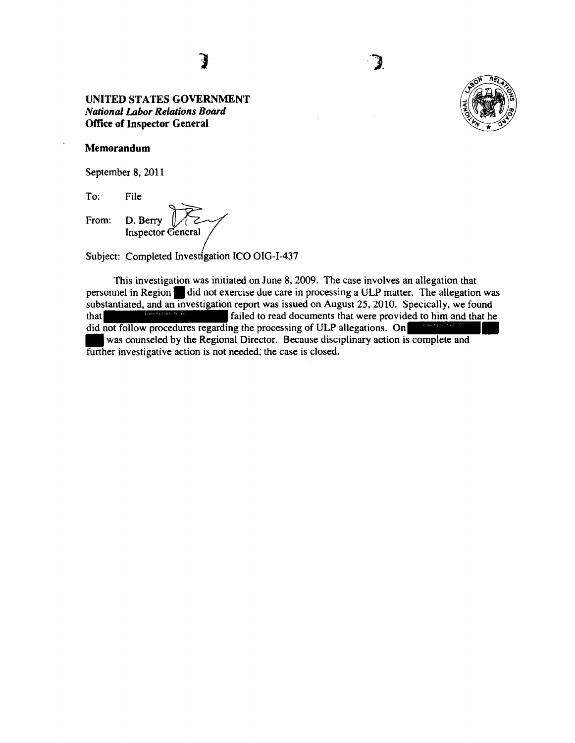**UNITED STATES GOVERNMENT**
***National Labor Relations Board***
**Office of Inspector General**

**Memorandum**

September 8, 2011

To: File

From: D. Berry
Inspector General

Subject: Completed Investigation ICO OIG-I-437

This investigation was initiated on June 8, 2009. The case involves an allegation that personnel in Region [redacted] did not exercise due care in processing a ULP matter. The allegation was substantiated, and an investigation report was issued on August 25, 2010. Specically, we found that [Exemptions 6, 7c] failed to read documents that were provided to him and that he did not follow procedures regarding the processing of ULP allegations. On [Exemptions 6, 7c] [redacted] was counseled by the Regional Director. Because disciplinary action is complete and further investigative action is not needed, the case is closed.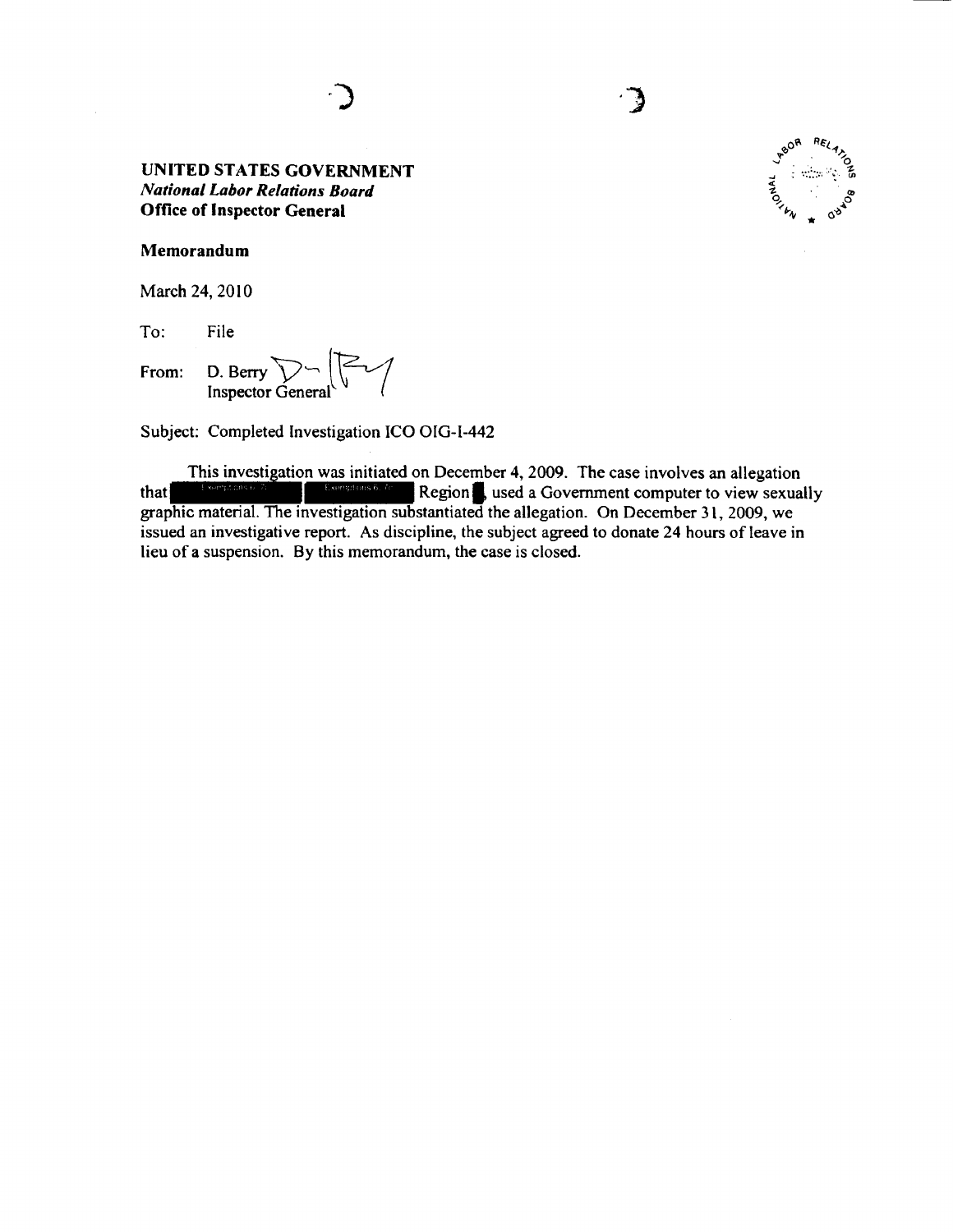**UNITED STATES GOVERNMENT**
***National Labor Relations Board***
**Office of Inspector General**

**Memorandum**

March 24, 2010

To: File

From: D. Berry
Inspector General

Subject: Completed Investigation ICO OIG-I-442

This investigation was initiated on December 4, 2009. The case involves an allegation that [Exemptions 6, 7c] [Exemptions 6, 7c] Region [redacted], used a Government computer to view sexually graphic material. The investigation substantiated the allegation. On December 31, 2009, we issued an investigative report. As discipline, the subject agreed to donate 24 hours of leave in lieu of a suspension. By this memorandum, the case is closed.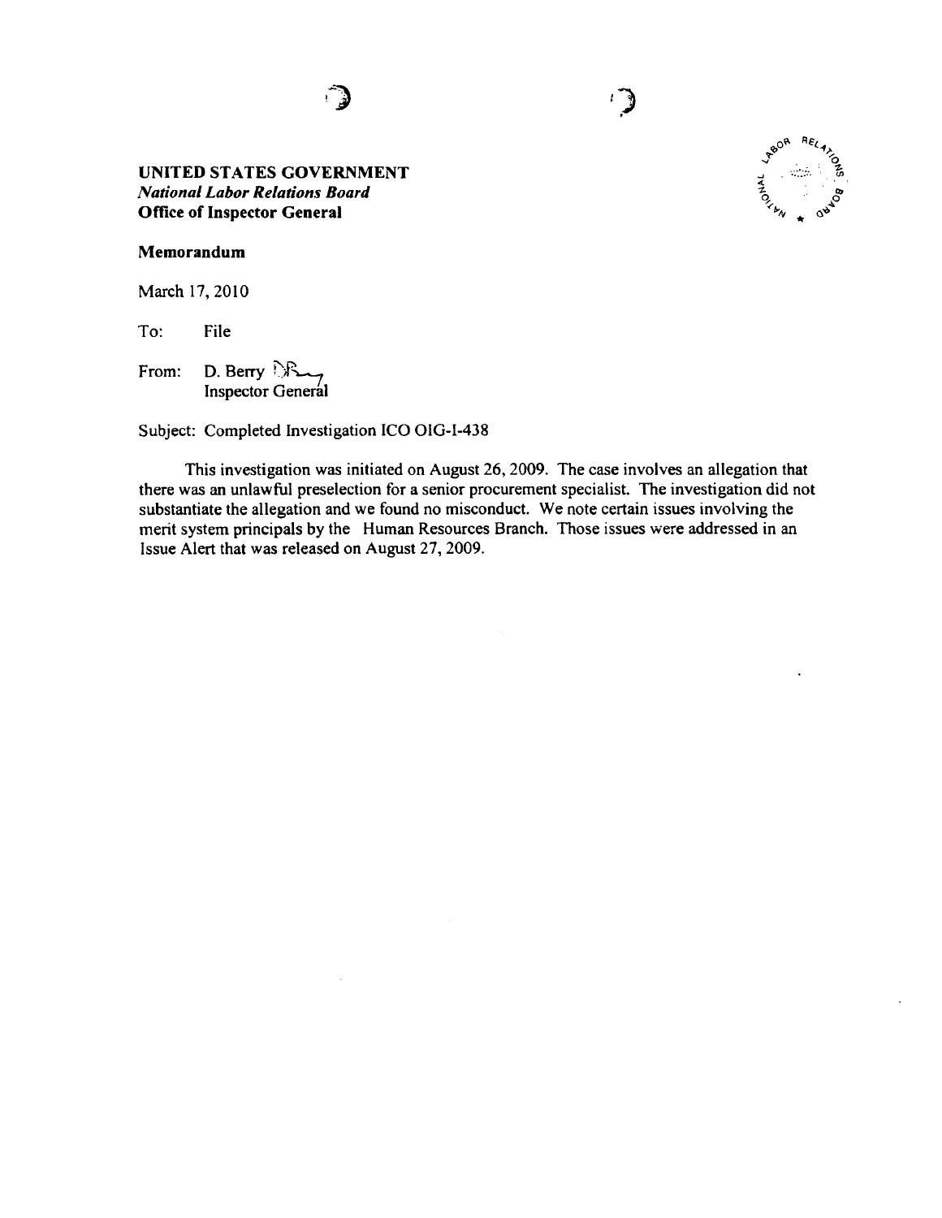**UNITED STATES GOVERNMENT**
*National Labor Relations Board*
**Office of Inspector General**

**Memorandum**

March 17, 2010

To: File

From: D. Berry
Inspector General

Subject: Completed Investigation ICO OIG-I-438

This investigation was initiated on August 26, 2009. The case involves an allegation that there was an unlawful preselection for a senior procurement specialist. The investigation did not substantiate the allegation and we found no misconduct. We note certain issues involving the merit system principals by the Human Resources Branch. Those issues were addressed in an Issue Alert that was released on August 27, 2009.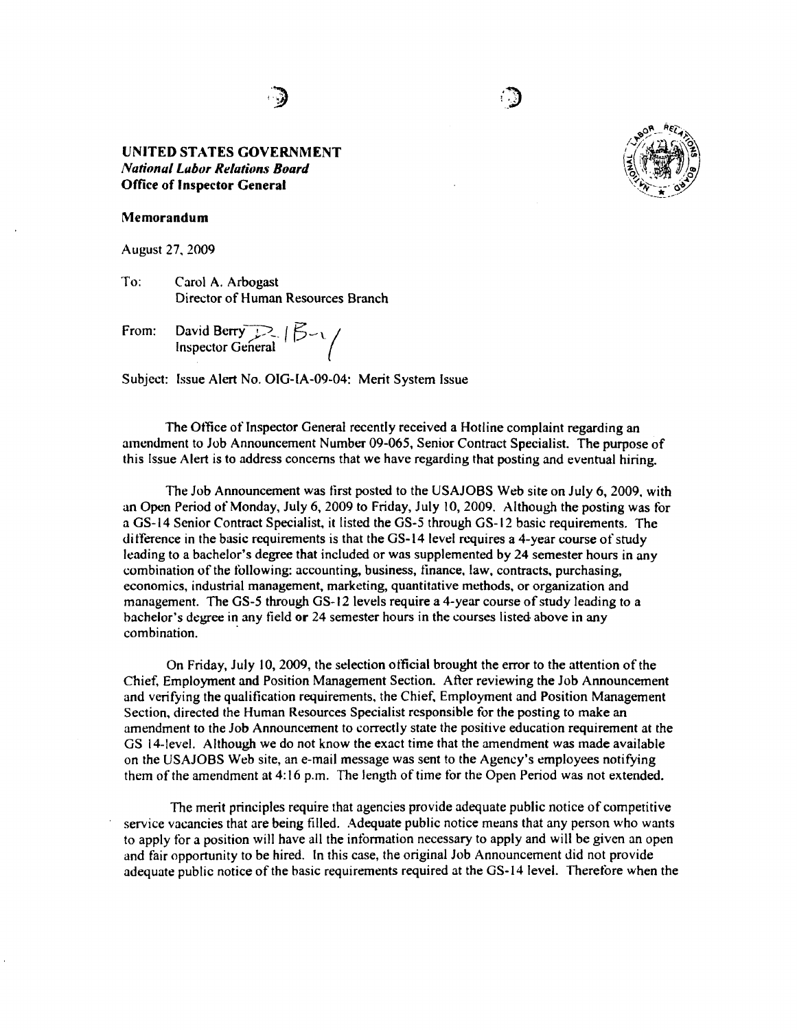**UNITED STATES GOVERNMENT**
***National Labor Relations Board***
**Office of Inspector General**

**Memorandum**

August 27, 2009

To: Carol A. Arbogast
Director of Human Resources Branch

From: David Berry
Inspector General

Subject: Issue Alert No. OIG-IA-09-04: Merit System Issue

The Office of Inspector General recently received a Hotline complaint regarding an amendment to Job Announcement Number 09-065, Senior Contract Specialist. The purpose of this Issue Alert is to address concerns that we have regarding that posting and eventual hiring.

The Job Announcement was first posted to the USAJOBS Web site on July 6, 2009, with an Open Period of Monday, July 6, 2009 to Friday, July 10, 2009. Although the posting was for a GS-14 Senior Contract Specialist, it listed the GS-5 through GS-12 basic requirements. The difference in the basic requirements is that the GS-14 level requires a 4-year course of study leading to a bachelor's degree that included or was supplemented by 24 semester hours in any combination of the following: accounting, business, finance, law, contracts, purchasing, economics, industrial management, marketing, quantitative methods, or organization and management. The GS-5 through GS-12 levels require a 4-year course of study leading to a bachelor's degree in any field **or** 24 semester hours in the courses listed above in any combination.

On Friday, July 10, 2009, the selection official brought the error to the attention of the Chief, Employment and Position Management Section. After reviewing the Job Announcement and verifying the qualification requirements, the Chief, Employment and Position Management Section, directed the Human Resources Specialist responsible for the posting to make an amendment to the Job Announcement to correctly state the positive education requirement at the GS 14-level. Although we do not know the exact time that the amendment was made available on the USAJOBS Web site, an e-mail message was sent to the Agency's employees notifying them of the amendment at 4:16 p.m. The length of time for the Open Period was not extended.

The merit principles require that agencies provide adequate public notice of competitive service vacancies that are being filled. Adequate public notice means that any person who wants to apply for a position will have all the information necessary to apply and will be given an open and fair opportunity to be hired. In this case, the original Job Announcement did not provide adequate public notice of the basic requirements required at the GS-14 level. Therefore when the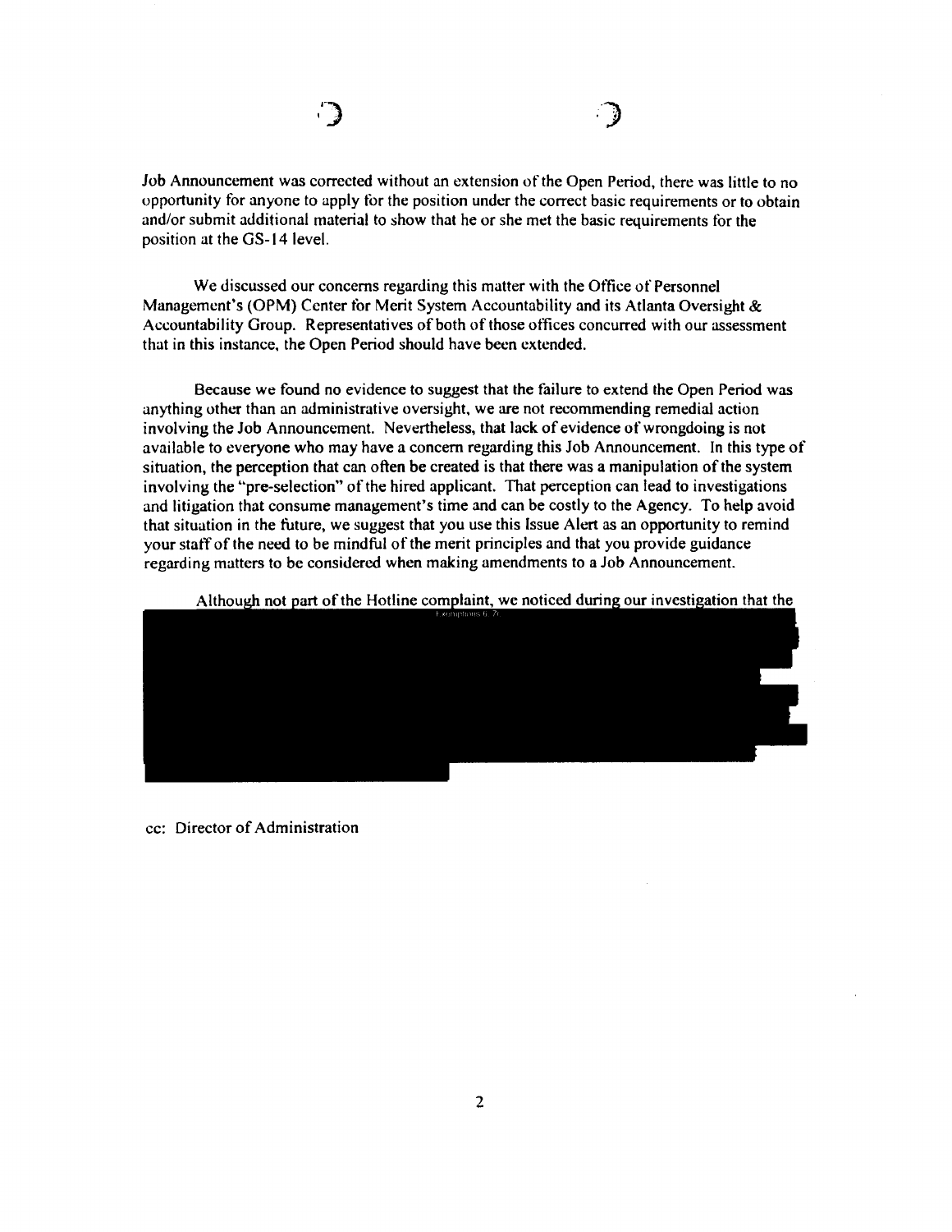Job Announcement was corrected without an extension of the Open Period, there was little to no opportunity for anyone to apply for the position under the correct basic requirements or to obtain and/or submit additional material to show that he or she met the basic requirements for the position at the GS-14 level.

We discussed our concerns regarding this matter with the Office of Personnel Management's (OPM) Center for Merit System Accountability and its Atlanta Oversight & Accountability Group. Representatives of both of those offices concurred with our assessment that in this instance, the Open Period should have been extended.

Because we found no evidence to suggest that the failure to extend the Open Period was anything other than an administrative oversight, we are not recommending remedial action involving the Job Announcement. Nevertheless, that lack of evidence of wrongdoing is not available to everyone who may have a concern regarding this Job Announcement. In this type of situation, the perception that can often be created is that there was a manipulation of the system involving the "pre-selection" of the hired applicant. That perception can lead to investigations and litigation that consume management's time and can be costly to the Agency. To help avoid that situation in the future, we suggest that you use this Issue Alert as an opportunity to remind your staff of the need to be mindful of the merit principles and that you provide guidance regarding matters to be considered when making amendments to a Job Announcement.

Although not part of the Hotline complaint, we noticed during our investigation that the [Exemptions 6, 7c]

cc: Director of Administration